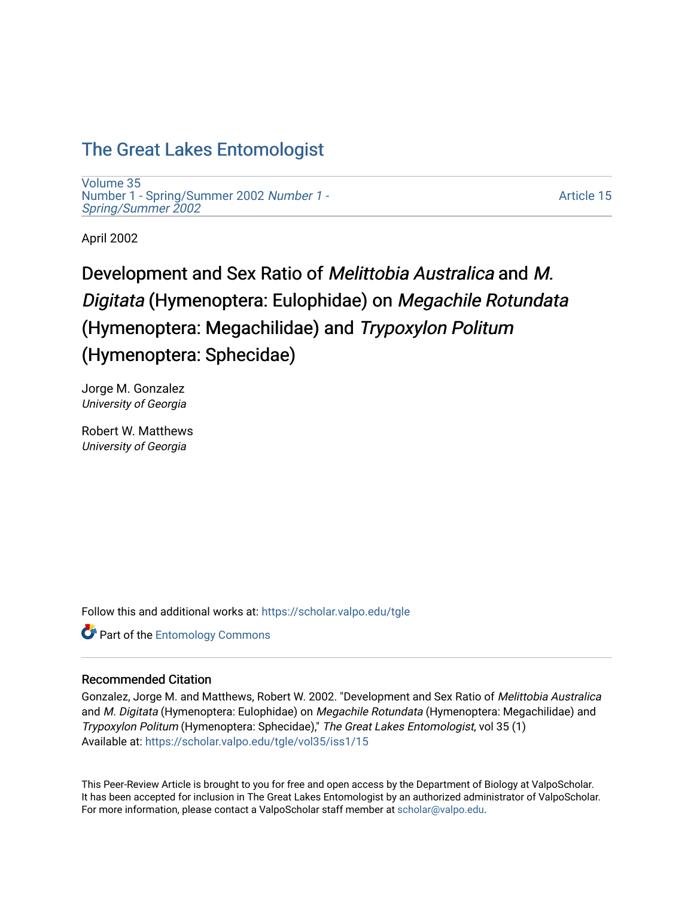# The Great Lakes Entomologist

Volume 35
Number 1 - Spring/Summer 2002 *Number 1 - Spring/Summer 2002*

Article 15

April 2002

# Development and Sex Ratio of *Melittobia Australica* and *M. Digitata* (Hymenoptera: Eulophidae) on *Megachile Rotundata* (Hymenoptera: Megachilidae) and *Trypoxylon Politum* (Hymenoptera: Sphecidae)

Jorge M. Gonzalez
*University of Georgia*

Robert W. Matthews
*University of Georgia*

Follow this and additional works at: https://scholar.valpo.edu/tgle

Part of the Entomology Commons

## Recommended Citation

Gonzalez, Jorge M. and Matthews, Robert W. 2002. "Development and Sex Ratio of *Melittobia Australica* and *M. Digitata* (Hymenoptera: Eulophidae) on *Megachile Rotundata* (Hymenoptera: Megachilidae) and *Trypoxylon Politum* (Hymenoptera: Sphecidae)," *The Great Lakes Entomologist*, vol 35 (1)
Available at: https://scholar.valpo.edu/tgle/vol35/iss1/15

This Peer-Review Article is brought to you for free and open access by the Department of Biology at ValpoScholar. It has been accepted for inclusion in The Great Lakes Entomologist by an authorized administrator of ValpoScholar. For more information, please contact a ValpoScholar staff member at scholar@valpo.edu.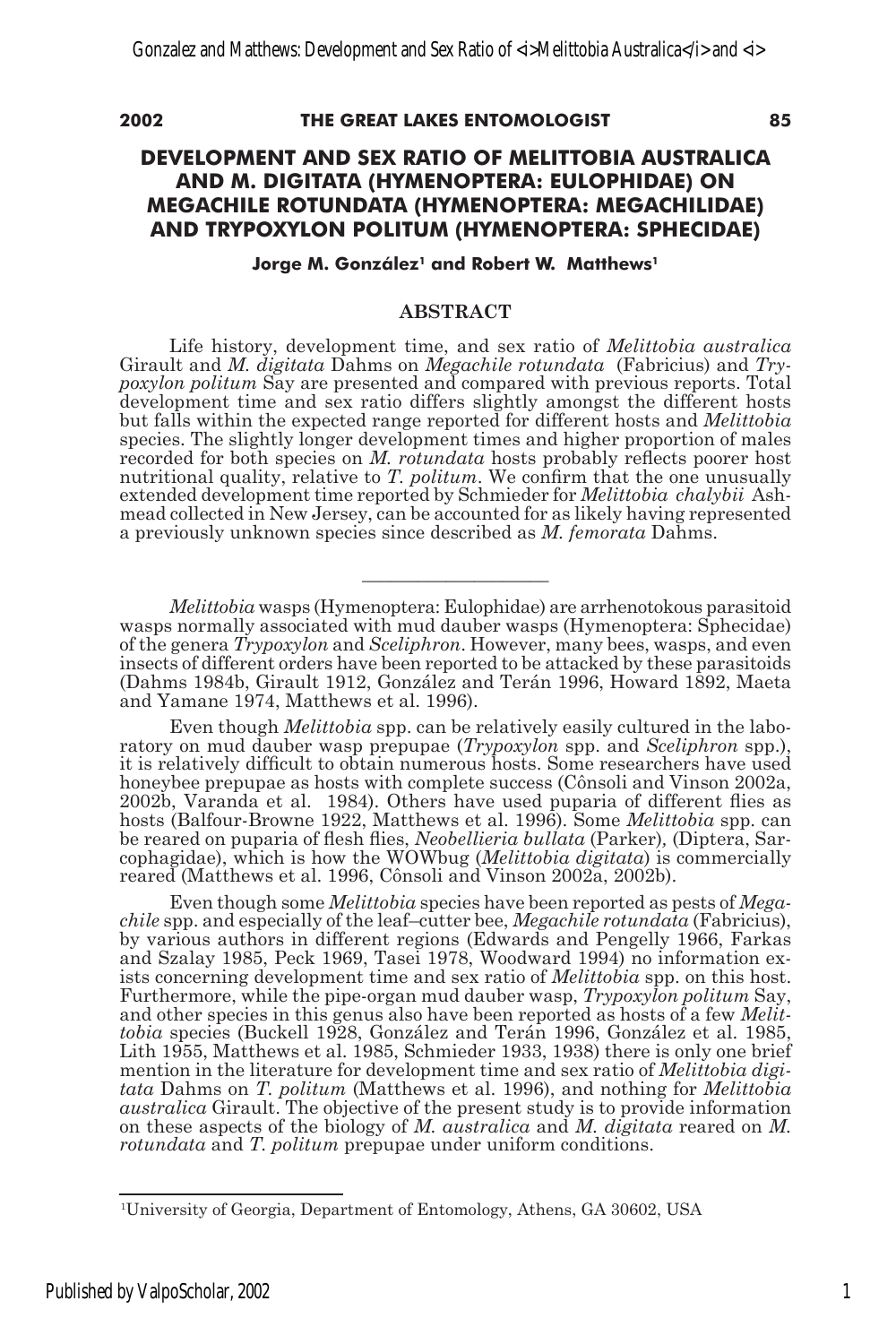# DEVELOPMENT AND SEX RATIO OF MELITTOBIA AUSTRALICA AND M. DIGITATA (HYMENOPTERA: EULOPHIDAE) ON MEGACHILE ROTUNDATA (HYMENOPTERA: MEGACHILIDAE) AND TRYPOXYLON POLITUM (HYMENOPTERA: SPHECIDAE)

**Jorge M. González[1] and Robert W. Matthews[1]**

## ABSTRACT

Life history, development time, and sex ratio of *Melittobia australica* Girault and *M. digitata* Dahms on *Megachile rotundata* (Fabricius) and *Trypoxylon politum* Say are presented and compared with previous reports. Total development time and sex ratio differs slightly amongst the different hosts but falls within the expected range reported for different hosts and *Melittobia* species. The slightly longer development times and higher proportion of males recorded for both species on *M. rotundata* hosts probably reflects poorer host nutritional quality, relative to *T. politum*. We confirm that the one unusually extended development time reported by Schmieder for *Melittobia chalybii* Ashmead collected in New Jersey, can be accounted for as likely having represented a previously unknown species since described as *M. femorata* Dahms.

---

*Melittobia* wasps (Hymenoptera: Eulophidae) are arrhenotokous parasitoid wasps normally associated with mud dauber wasps (Hymenoptera: Sphecidae) of the genera *Trypoxylon* and *Sceliphron*. However, many bees, wasps, and even insects of different orders have been reported to be attacked by these parasitoids (Dahms 1984b, Girault 1912, González and Terán 1996, Howard 1892, Maeta and Yamane 1974, Matthews et al. 1996).

Even though *Melittobia* spp. can be relatively easily cultured in the laboratory on mud dauber wasp prepupae (*Trypoxylon* spp. and *Sceliphron* spp.), it is relatively difficult to obtain numerous hosts. Some researchers have used honeybee prepupae as hosts with complete success (Cônsoli and Vinson 2002a, 2002b, Varanda et al. 1984). Others have used puparia of different flies as hosts (Balfour-Browne 1922, Matthews et al. 1996). Some *Melittobia* spp. can be reared on puparia of flesh flies, *Neobellieria bullata* (Parker), (Diptera, Sarcophagidae), which is how the WOWbug (*Melittobia digitata*) is commercially reared (Matthews et al. 1996, Cônsoli and Vinson 2002a, 2002b).

Even though some *Melittobia* species have been reported as pests of *Megachile* spp. and especially of the leaf–cutter bee, *Megachile rotundata* (Fabricius), by various authors in different regions (Edwards and Pengelly 1966, Farkas and Szalay 1985, Peck 1969, Tasei 1978, Woodward 1994) no information exists concerning development time and sex ratio of *Melittobia* spp. on this host. Furthermore, while the pipe-organ mud dauber wasp, *Trypoxylon politum* Say, and other species in this genus also have been reported as hosts of a few *Melittobia* species (Buckell 1928, González and Terán 1996, González et al. 1985, Lith 1955, Matthews et al. 1985, Schmieder 1933, 1938) there is only one brief mention in the literature for development time and sex ratio of *Melittobia digitata* Dahms on *T. politum* (Matthews et al. 1996), and nothing for *Melittobia australica* Girault. The objective of the present study is to provide information on these aspects of the biology of *M. australica* and *M. digitata* reared on *M. rotundata* and *T. politum* prepupae under uniform conditions.

---

[1]University of Georgia, Department of Entomology, Athens, GA 30602, USA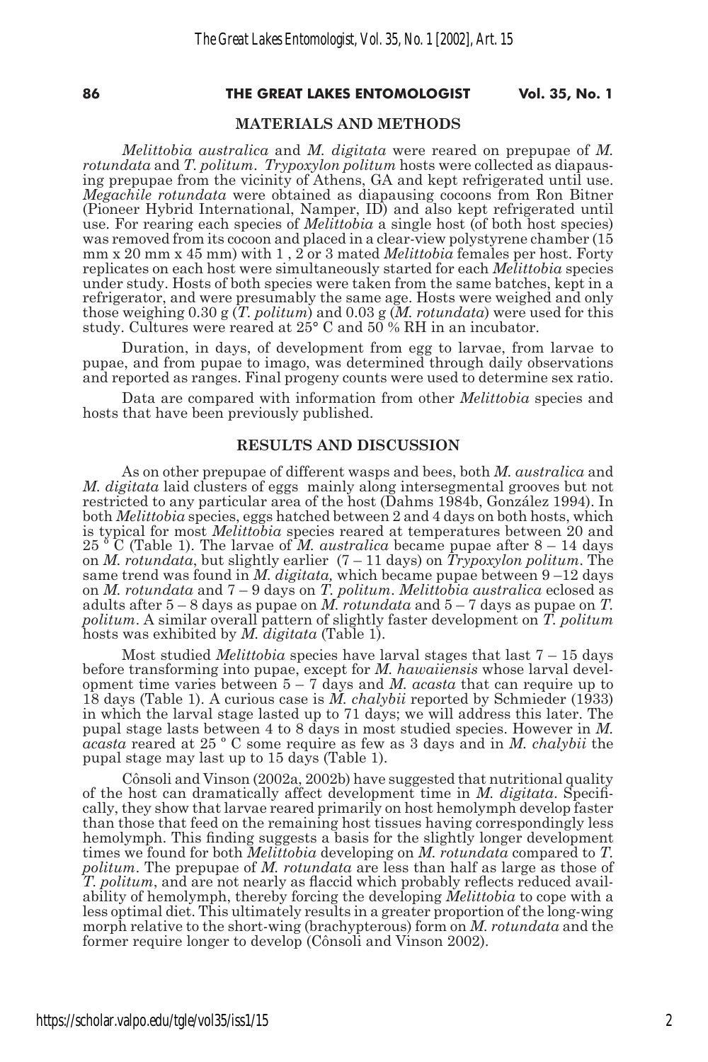## MATERIALS AND METHODS

*Melittobia australica* and *M. digitata* were reared on prepupae of *M. rotundata* and *T. politum*. *Trypoxylon politum* hosts were collected as diapausing prepupae from the vicinity of Athens, GA and kept refrigerated until use. *Megachile rotundata* were obtained as diapausing cocoons from Ron Bitner (Pioneer Hybrid International, Namper, ID) and also kept refrigerated until use. For rearing each species of *Melittobia* a single host (of both host species) was removed from its cocoon and placed in a clear-view polystyrene chamber (15 mm x 20 mm x 45 mm) with 1 , 2 or 3 mated *Melittobia* females per host. Forty replicates on each host were simultaneously started for each *Melittobia* species under study. Hosts of both species were taken from the same batches, kept in a refrigerator, and were presumably the same age. Hosts were weighed and only those weighing 0.30 g (*T. politum*) and 0.03 g (*M. rotundata*) were used for this study. Cultures were reared at 25° C and 50 % RH in an incubator.

Duration, in days, of development from egg to larvae, from larvae to pupae, and from pupae to imago, was determined through daily observations and reported as ranges. Final progeny counts were used to determine sex ratio.

Data are compared with information from other *Melittobia* species and hosts that have been previously published.

## RESULTS AND DISCUSSION

As on other prepupae of different wasps and bees, both *M. australica* and *M. digitata* laid clusters of eggs mainly along intersegmental grooves but not restricted to any particular area of the host (Dahms 1984b, González 1994). In both *Melittobia* species, eggs hatched between 2 and 4 days on both hosts, which is typical for most *Melittobia* species reared at temperatures between 20 and 25 ° C (Table 1). The larvae of *M. australica* became pupae after 8 – 14 days on *M. rotundata*, but slightly earlier (7 – 11 days) on *Trypoxylon politum*. The same trend was found in *M. digitata,* which became pupae between 9 –12 days on *M. rotundata* and 7 – 9 days on *T. politum*. *Melittobia australica* eclosed as adults after 5 – 8 days as pupae on *M. rotundata* and 5 – 7 days as pupae on *T. politum*. A similar overall pattern of slightly faster development on *T. politum* hosts was exhibited by *M. digitata* (Table 1).

Most studied *Melittobia* species have larval stages that last 7 – 15 days before transforming into pupae, except for *M. hawaiiensis* whose larval development time varies between 5 – 7 days and *M. acasta* that can require up to 18 days (Table 1). A curious case is *M. chalybii* reported by Schmieder (1933) in which the larval stage lasted up to 71 days; we will address this later. The pupal stage lasts between 4 to 8 days in most studied species. However in *M. acasta* reared at 25 º C some require as few as 3 days and in *M. chalybii* the pupal stage may last up to 15 days (Table 1).

Cônsoli and Vinson (2002a, 2002b) have suggested that nutritional quality of the host can dramatically affect development time in *M. digitata*. Specifically, they show that larvae reared primarily on host hemolymph develop faster than those that feed on the remaining host tissues having correspondingly less hemolymph. This finding suggests a basis for the slightly longer development times we found for both *Melittobia* developing on *M. rotundata* compared to *T. politum*. The prepupae of *M. rotundata* are less than half as large as those of *T. politum*, and are not nearly as flaccid which probably reflects reduced availability of hemolymph, thereby forcing the developing *Melittobia* to cope with a less optimal diet. This ultimately results in a greater proportion of the long-wing morph relative to the short-wing (brachypterous) form on *M. rotundata* and the former require longer to develop (Cônsoli and Vinson 2002).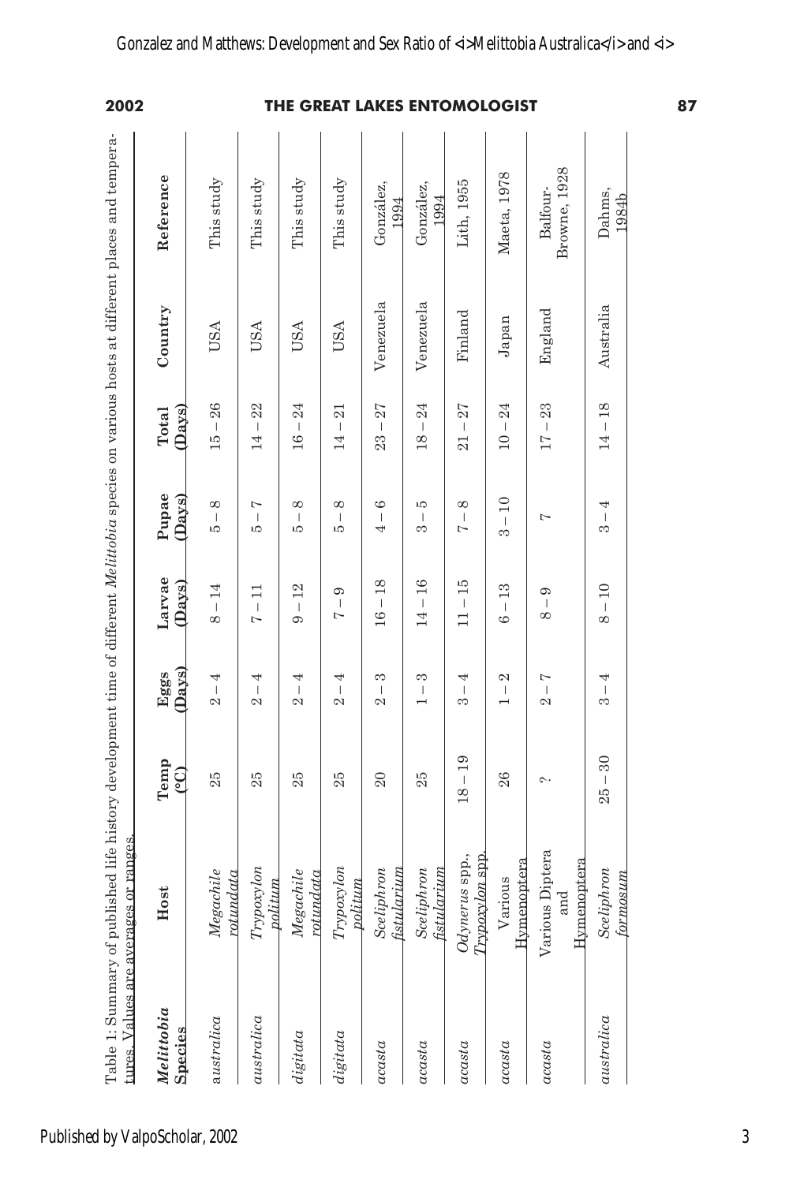Table 1: Summary of published life history development time of different *Melittobia* species on various hosts at different places and temperatures. Values are averages or ranges.

| *Melittobia* Species | Host | Temp (°C) | Eggs (Days) | Larvae (Days) | Pupae (Days) | Total (Days) | Country | Reference |
|---|---|---|---|---|---|---|---|---|
| *australica* | *Megachile rotundata* | 25 | 2 – 4 | 8 – 14 | 5 – 8 | 15 – 26 | USA | This study |
| *australica* | *Trypoxylon politum* | 25 | 2 – 4 | 7 – 11 | 5 – 7 | 14 – 22 | USA | This study |
| *digitata* | *Megachile rotundata* | 25 | 2 – 4 | 9 – 12 | 5 – 8 | 16 – 24 | USA | This study |
| *digitata* | *Trypoxylon politum* | 25 | 2 – 4 | 7 – 9 | 5 – 8 | 14 – 21 | USA | This study |
| *acasta* | *Sceliphron fistularium* | 20 | 2 – 3 | 16 – 18 | 4 – 6 | 23 – 27 | Venezuela | González, 1994 |
| *acasta* | *Sceliphron fistularium* | 25 | 1 – 3 | 14 – 16 | 3 – 5 | 18 – 24 | Venezuela | González, 1994 |
| *acasta* | *Odynerus* spp., *Trypoxylon* spp. | 18 – 19 | 3 – 4 | 11 – 15 | 7 – 8 | 21 – 27 | Finland | Lith, 1955 |
| *acasta* | Various Hymenoptera | 26 | 1 – 2 | 6 – 13 | 3 – 10 | 10 – 24 | Japan | Maeta, 1978 |
| *acasta* | Various Diptera and Hymenoptera | ? | 2 – 7 | 8 – 9 | 7 | 17 – 23 | England | Balfour-Browne, 1928 |
| *australica* | *Sceliphron formosum* | 25 – 30 | 3 – 4 | 8 – 10 | 3 – 4 | 14 – 18 | Australia | Dahms, 1984b |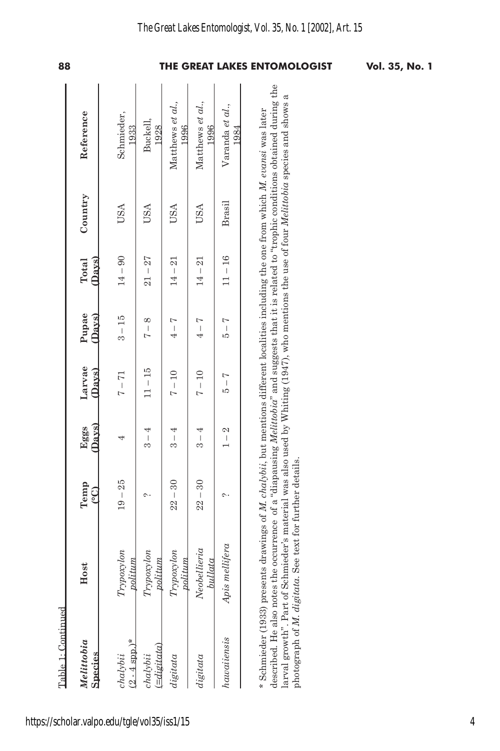Table 1: Continued

| *Melittobia* Species | Host | Temp (°C) | Eggs (Days) | Larvae (Days) | Pupae (Days) | Total (Days) | Country | Reference |
|---|---|---|---|---|---|---|---|---|
| *chalybii* (2 - 4 spp.)* | *Trypoxylon politum* | 19 – 25 | 4 | 7 – 71 | 3 – 15 | 14 – 90 | USA | Schmieder, 1933 |
| *chalybii* (=*digitata*) | *Trypoxylon politum* | ? | 3 – 4 | 11 – 15 | 7 – 8 | 21 – 27 | USA | Buckell, 1928 |
| *digitata* | *Trypoxylon politum* | 22 – 30 | 3 – 4 | 7 – 10 | 4 – 7 | 14 – 21 | USA | Matthews *et al.*, 1996 |
| *digitata* | *Neobellieria bullata* | 22 – 30 | 3 – 4 | 7 – 10 | 4 – 7 | 14 – 21 | USA | Matthews *et al.*, 1996 |
| *hawaiiensis* | *Apis mellifera* | ? | 1 – 2 | 5 – 7 | 5 – 7 | 11 – 16 | Brasil | Varanda *et al.*, 1984 |

* Schmieder (1933) presents drawings of *M. chalybii*, but mentions different localities including the one from which *M. evansi* was later described. He also notes the occurrence of a "diapausing *Melittobia*" and suggests that it is related to "trophic conditions obtained during the larval growth". Part of Schmieder's material was also used by Whiting (1947), who mentions the use of four *Melittobia* species and shows a photograph of *M. digitata*. See text for further details.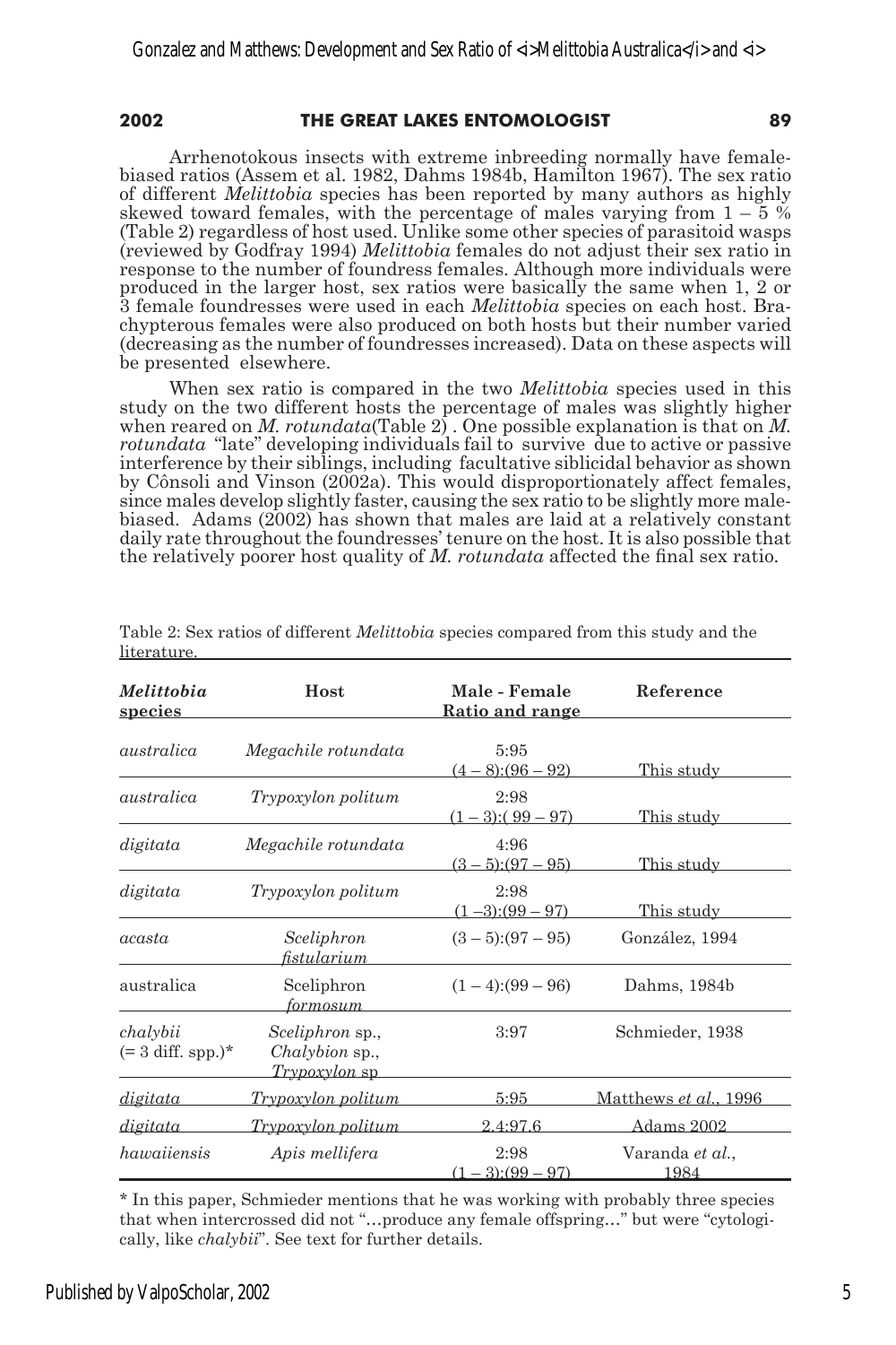Arrhenotokous insects with extreme inbreeding normally have female-biased ratios (Assem et al. 1982, Dahms 1984b, Hamilton 1967). The sex ratio of different *Melittobia* species has been reported by many authors as highly skewed toward females, with the percentage of males varying from 1 – 5 % (Table 2) regardless of host used. Unlike some other species of parasitoid wasps (reviewed by Godfray 1994) *Melittobia* females do not adjust their sex ratio in response to the number of foundress females. Although more individuals were produced in the larger host, sex ratios were basically the same when 1, 2 or 3 female foundresses were used in each *Melittobia* species on each host. Brachypterous females were also produced on both hosts but their number varied (decreasing as the number of foundresses increased). Data on these aspects will be presented elsewhere.

When sex ratio is compared in the two *Melittobia* species used in this study on the two different hosts the percentage of males was slightly higher when reared on *M. rotundata*(Table 2) . One possible explanation is that on *M. rotundata* "late" developing individuals fail to survive due to active or passive interference by their siblings, including facultative siblicidal behavior as shown by Cônsoli and Vinson (2002a). This would disproportionately affect females, since males develop slightly faster, causing the sex ratio to be slightly more male-biased. Adams (2002) has shown that males are laid at a relatively constant daily rate throughout the foundresses' tenure on the host. It is also possible that the relatively poorer host quality of *M. rotundata* affected the final sex ratio.

Table 2: Sex ratios of different *Melittobia* species compared from this study and the literature.

| *Melittobia* species | Host | Male - Female Ratio and range | Reference |
|---|---|---|---|
| *australica* | *Megachile rotundata* | 5:95 (4 – 8):(96 – 92) | This study |
| *australica* | *Trypoxylon politum* | 2:98 (1 – 3):( 99 – 97) | This study |
| *digitata* | *Megachile rotundata* | 4:96 (3 – 5):(97 – 95) | This study |
| *digitata* | *Trypoxylon politum* | 2:98 (1 –3):(99 – 97) | This study |
| *acasta* | *Sceliphron fistularium* | (3 – 5):(97 – 95) | González, 1994 |
| australica | Sceliphron *formosum* | (1 – 4):(99 – 96) | Dahms, 1984b |
| *chalybii* (= 3 diff. spp.)* | *Sceliphron* sp., *Chalybion* sp., *Trypoxylon* sp | 3:97 | Schmieder, 1938 |
| *digitata* | *Trypoxylon politum* | 5:95 | Matthews *et al.*, 1996 |
| *digitata* | *Trypoxylon politum* | 2.4:97.6 | Adams 2002 |
| *hawaiiensis* | *Apis mellifera* | 2:98 (1 – 3):(99 – 97) | Varanda *et al.*, 1984 |

* In this paper, Schmieder mentions that he was working with probably three species that when intercrossed did not "…produce any female offspring…" but were "cytologically, like *chalybii*". See text for further details.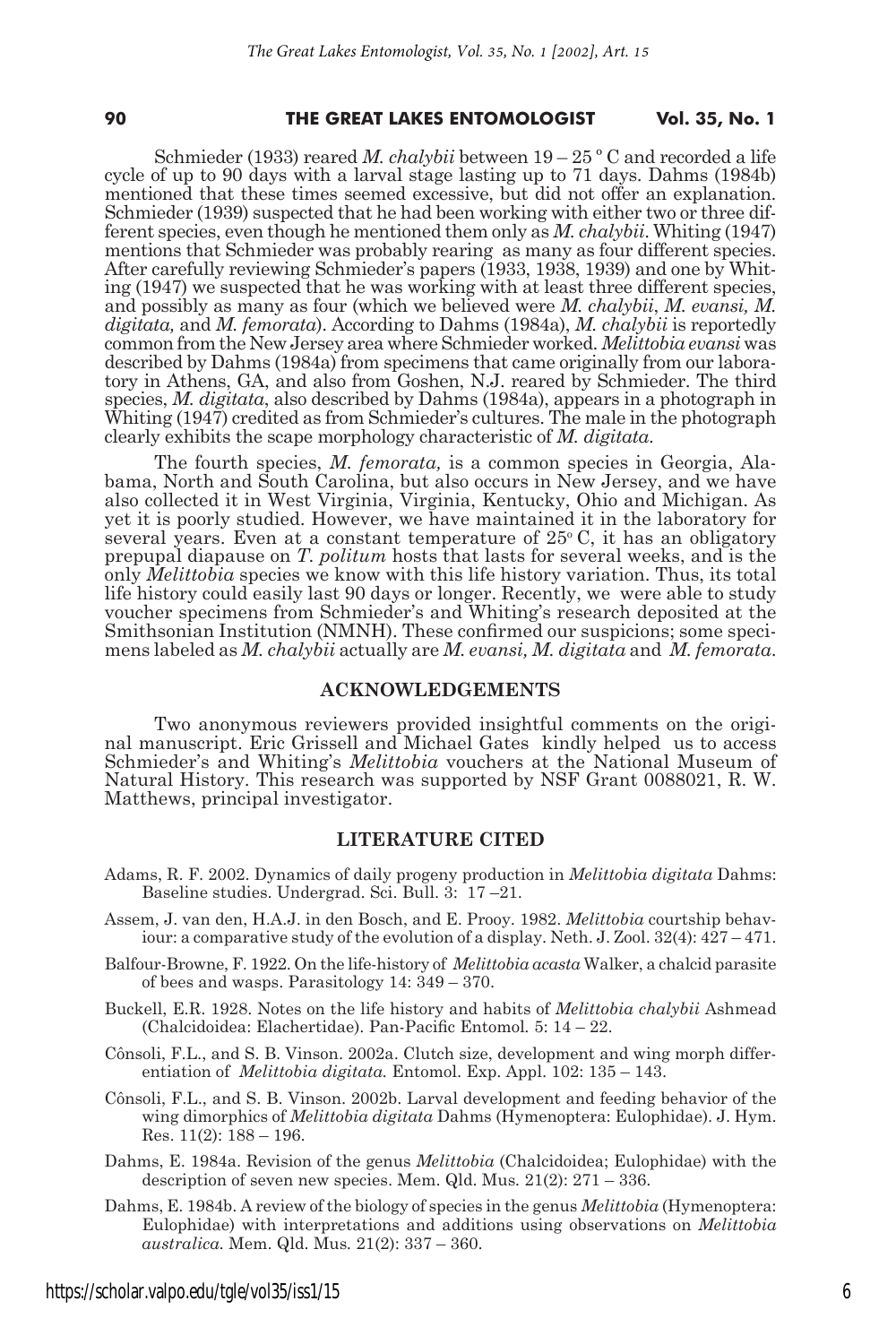Schmieder (1933) reared *M. chalybii* between 19 – 25 º C and recorded a life cycle of up to 90 days with a larval stage lasting up to 71 days. Dahms (1984b) mentioned that these times seemed excessive, but did not offer an explanation. Schmieder (1939) suspected that he had been working with either two or three different species, even though he mentioned them only as *M. chalybii*. Whiting (1947) mentions that Schmieder was probably rearing as many as four different species. After carefully reviewing Schmieder's papers (1933, 1938, 1939) and one by Whiting (1947) we suspected that he was working with at least three different species, and possibly as many as four (which we believed were *M. chalybii*, *M. evansi, M. digitata,* and *M. femorata*). According to Dahms (1984a), *M. chalybii* is reportedly common from the New Jersey area where Schmieder worked. *Melittobia evansi* was described by Dahms (1984a) from specimens that came originally from our laboratory in Athens, GA, and also from Goshen, N.J. reared by Schmieder. The third species, *M. digitata*, also described by Dahms (1984a), appears in a photograph in Whiting (1947) credited as from Schmieder's cultures. The male in the photograph clearly exhibits the scape morphology characteristic of *M. digitata*.

The fourth species, *M. femorata,* is a common species in Georgia, Alabama, North and South Carolina, but also occurs in New Jersey, and we have also collected it in West Virginia, Virginia, Kentucky, Ohio and Michigan. As yet it is poorly studied. However, we have maintained it in the laboratory for several years. Even at a constant temperature of 25º C, it has an obligatory prepupal diapause on *T. politum* hosts that lasts for several weeks, and is the only *Melittobia* species we know with this life history variation. Thus, its total life history could easily last 90 days or longer. Recently, we were able to study voucher specimens from Schmieder's and Whiting's research deposited at the Smithsonian Institution (NMNH). These confirmed our suspicions; some specimens labeled as *M. chalybii* actually are *M. evansi, M. digitata* and *M. femorata*.

## ACKNOWLEDGEMENTS

Two anonymous reviewers provided insightful comments on the original manuscript. Eric Grissell and Michael Gates kindly helped us to access Schmieder's and Whiting's *Melittobia* vouchers at the National Museum of Natural History. This research was supported by NSF Grant 0088021, R. W. Matthews, principal investigator.

## LITERATURE CITED

Adams, R. F. 2002. Dynamics of daily progeny production in *Melittobia digitata* Dahms: Baseline studies. Undergrad. Sci. Bull. 3: 17 –21.

Assem, J. van den, H.A.J. in den Bosch, and E. Prooy. 1982. *Melittobia* courtship behaviour: a comparative study of the evolution of a display. Neth. J. Zool. 32(4): 427 – 471.

Balfour-Browne, F. 1922. On the life-history of *Melittobia acasta* Walker, a chalcid parasite of bees and wasps. Parasitology 14: 349 – 370.

Buckell, E.R. 1928. Notes on the life history and habits of *Melittobia chalybii* Ashmead (Chalcidoidea: Elachertidae). Pan-Pacific Entomol. 5: 14 – 22.

Cônsoli, F.L., and S. B. Vinson. 2002a. Clutch size, development and wing morph differentiation of *Melittobia digitata.* Entomol. Exp. Appl. 102: 135 – 143.

Cônsoli, F.L., and S. B. Vinson. 2002b. Larval development and feeding behavior of the wing dimorphics of *Melittobia digitata* Dahms (Hymenoptera: Eulophidae). J. Hym. Res. 11(2): 188 – 196.

Dahms, E. 1984a. Revision of the genus *Melittobia* (Chalcidoidea; Eulophidae) with the description of seven new species. Mem. Qld. Mus. 21(2): 271 – 336.

Dahms, E. 1984b. A review of the biology of species in the genus *Melittobia* (Hymenoptera: Eulophidae) with interpretations and additions using observations on *Melittobia australica.* Mem. Qld. Mus. 21(2): 337 – 360.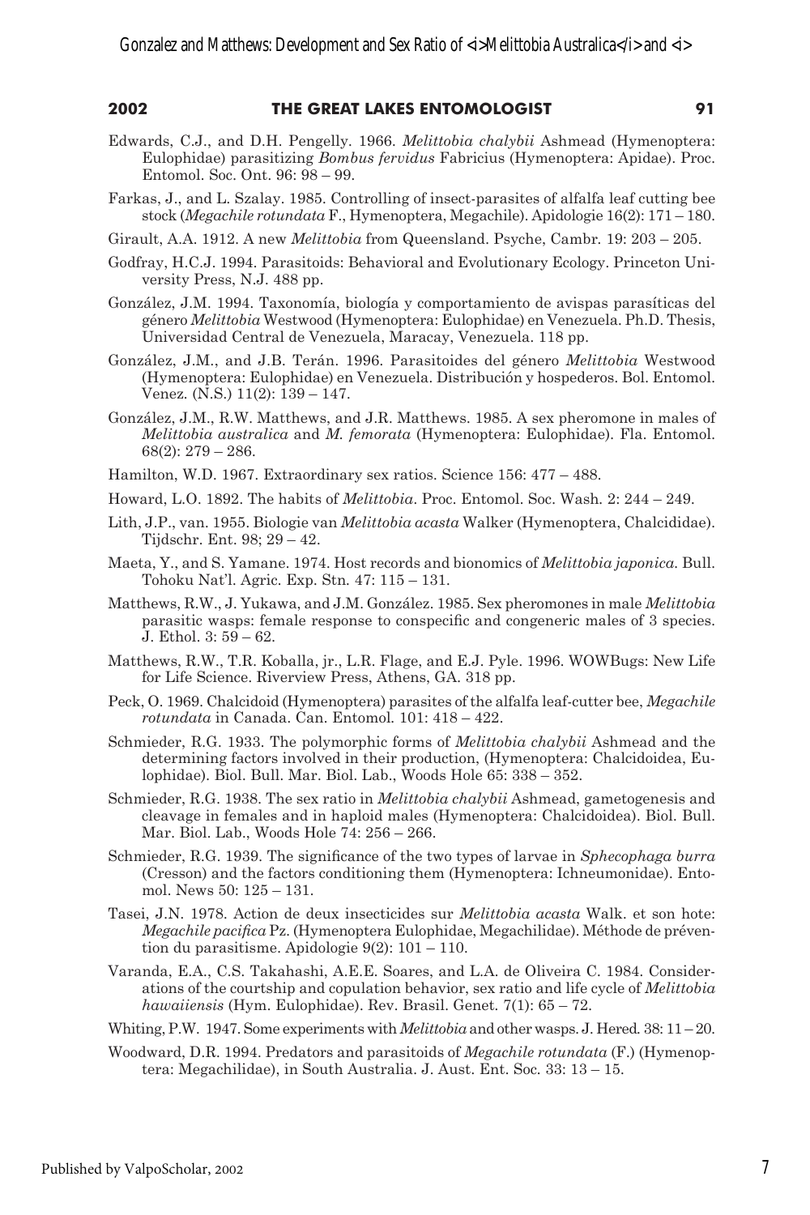Edwards, C.J., and D.H. Pengelly. 1966. *Melittobia chalybii* Ashmead (Hymenoptera: Eulophidae) parasitizing *Bombus fervidus* Fabricius (Hymenoptera: Apidae). Proc. Entomol. Soc. Ont. 96: 98 – 99.

Farkas, J., and L. Szalay. 1985. Controlling of insect-parasites of alfalfa leaf cutting bee stock (*Megachile rotundata* F., Hymenoptera, Megachile). Apidologie 16(2): 171 – 180.

Girault, A.A. 1912. A new *Melittobia* from Queensland. Psyche, Cambr. 19: 203 – 205.

Godfray, H.C.J. 1994. Parasitoids: Behavioral and Evolutionary Ecology. Princeton University Press, N.J. 488 pp.

González, J.M. 1994. Taxonomía, biología y comportamiento de avispas parasíticas del género *Melittobia* Westwood (Hymenoptera: Eulophidae) en Venezuela. Ph.D. Thesis, Universidad Central de Venezuela, Maracay, Venezuela. 118 pp.

González, J.M., and J.B. Terán. 1996. Parasitoides del género *Melittobia* Westwood (Hymenoptera: Eulophidae) en Venezuela. Distribución y hospederos. Bol. Entomol. Venez. (N.S.) 11(2): 139 – 147.

González, J.M., R.W. Matthews, and J.R. Matthews. 1985. A sex pheromone in males of *Melittobia australica* and *M. femorata* (Hymenoptera: Eulophidae). Fla. Entomol. 68(2): 279 – 286.

Hamilton, W.D. 1967. Extraordinary sex ratios. Science 156: 477 – 488.

Howard, L.O. 1892. The habits of *Melittobia*. Proc. Entomol. Soc. Wash. 2: 244 – 249.

Lith, J.P., van. 1955. Biologie van *Melittobia acasta* Walker (Hymenoptera, Chalcididae). Tijdschr. Ent. 98; 29 – 42.

Maeta, Y., and S. Yamane. 1974. Host records and bionomics of *Melittobia japonica*. Bull. Tohoku Nat'l. Agric. Exp. Stn. 47: 115 – 131.

Matthews, R.W., J. Yukawa, and J.M. González. 1985. Sex pheromones in male *Melittobia* parasitic wasps: female response to conspecific and congeneric males of 3 species. J. Ethol. 3: 59 – 62.

Matthews, R.W., T.R. Koballa, jr., L.R. Flage, and E.J. Pyle. 1996. WOWBugs: New Life for Life Science. Riverview Press, Athens, GA. 318 pp.

Peck, O. 1969. Chalcidoid (Hymenoptera) parasites of the alfalfa leaf-cutter bee, *Megachile rotundata* in Canada. Can. Entomol. 101: 418 – 422.

Schmieder, R.G. 1933. The polymorphic forms of *Melittobia chalybii* Ashmead and the determining factors involved in their production, (Hymenoptera: Chalcidoidea, Eulophidae). Biol. Bull. Mar. Biol. Lab., Woods Hole 65: 338 – 352.

Schmieder, R.G. 1938. The sex ratio in *Melittobia chalybii* Ashmead, gametogenesis and cleavage in females and in haploid males (Hymenoptera: Chalcidoidea). Biol. Bull. Mar. Biol. Lab., Woods Hole 74: 256 – 266.

Schmieder, R.G. 1939. The significance of the two types of larvae in *Sphecophaga burra* (Cresson) and the factors conditioning them (Hymenoptera: Ichneumonidae). Entomol. News 50: 125 – 131.

Tasei, J.N. 1978. Action de deux insecticides sur *Melittobia acasta* Walk. et son hote: *Megachile pacifica* Pz. (Hymenoptera Eulophidae, Megachilidae). Méthode de prévention du parasitisme. Apidologie 9(2): 101 – 110.

Varanda, E.A., C.S. Takahashi, A.E.E. Soares, and L.A. de Oliveira C. 1984. Considerations of the courtship and copulation behavior, sex ratio and life cycle of *Melittobia hawaiiensis* (Hym. Eulophidae). Rev. Brasil. Genet. 7(1): 65 – 72.

Whiting, P.W. 1947. Some experiments with *Melittobia* and other wasps. J. Hered. 38: 11 – 20.

Woodward, D.R. 1994. Predators and parasitoids of *Megachile rotundata* (F.) (Hymenoptera: Megachilidae), in South Australia. J. Aust. Ent. Soc. 33: 13 – 15.